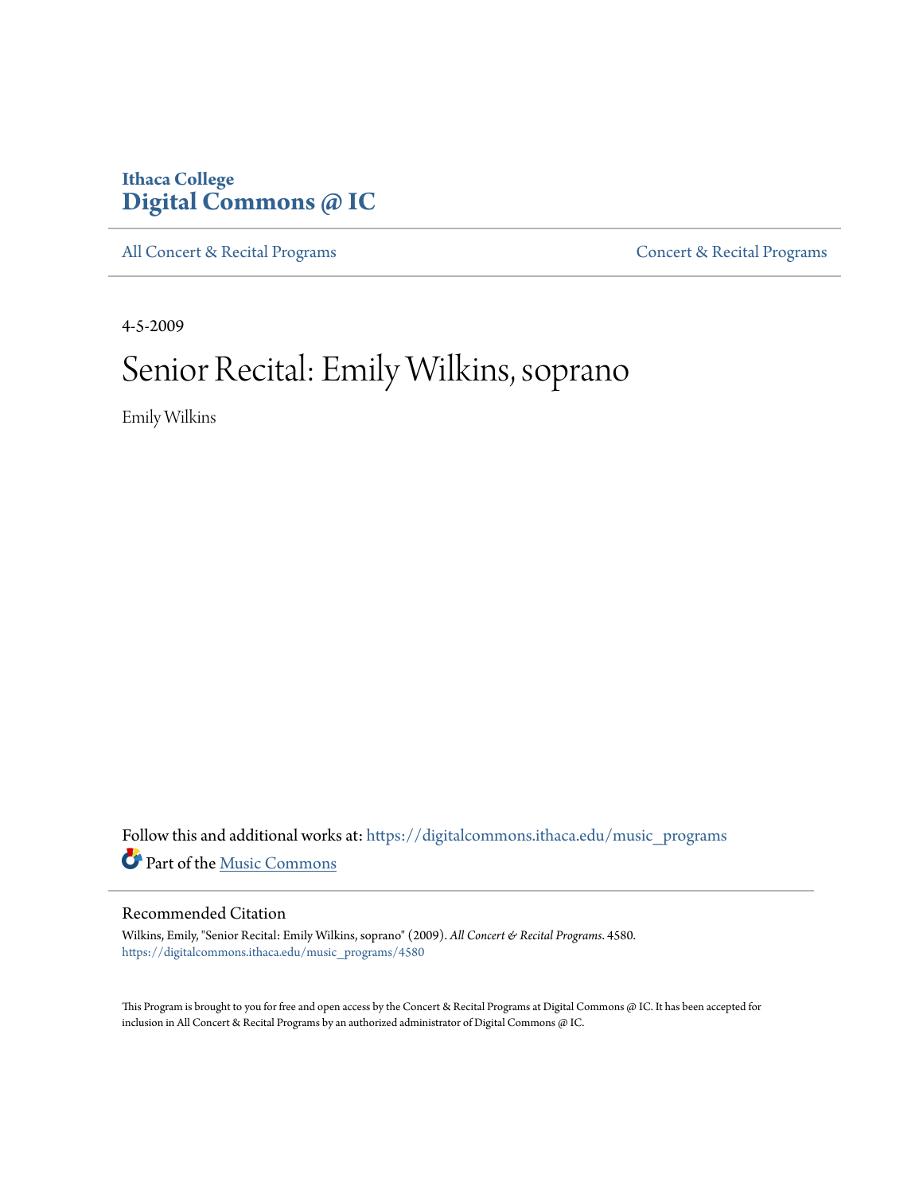Ithaca College
**Digital Commons @ IC**

All Concert & Recital Programs | Concert & Recital Programs

4-5-2009

# Senior Recital: Emily Wilkins, soprano

Emily Wilkins

Follow this and additional works at: https://digitalcommons.ithaca.edu/music_programs

Part of the Music Commons

## Recommended Citation

Wilkins, Emily, "Senior Recital: Emily Wilkins, soprano" (2009). *All Concert & Recital Programs*. 4580.
https://digitalcommons.ithaca.edu/music_programs/4580

This Program is brought to you for free and open access by the Concert & Recital Programs at Digital Commons @ IC. It has been accepted for inclusion in All Concert & Recital Programs by an authorized administrator of Digital Commons @ IC.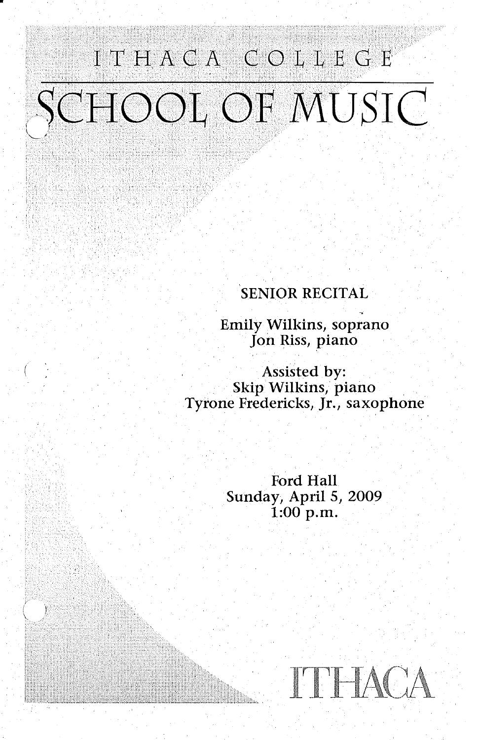ITHACA COLLEGE

# SCHOOL OF MUSIC

SENIOR RECITAL

Emily Wilkins, soprano
Jon Riss, piano

Assisted by:
Skip Wilkins, piano
Tyrone Fredericks, Jr., saxophone

Ford Hall
Sunday, April 5, 2009
1:00 p.m.

ITHACA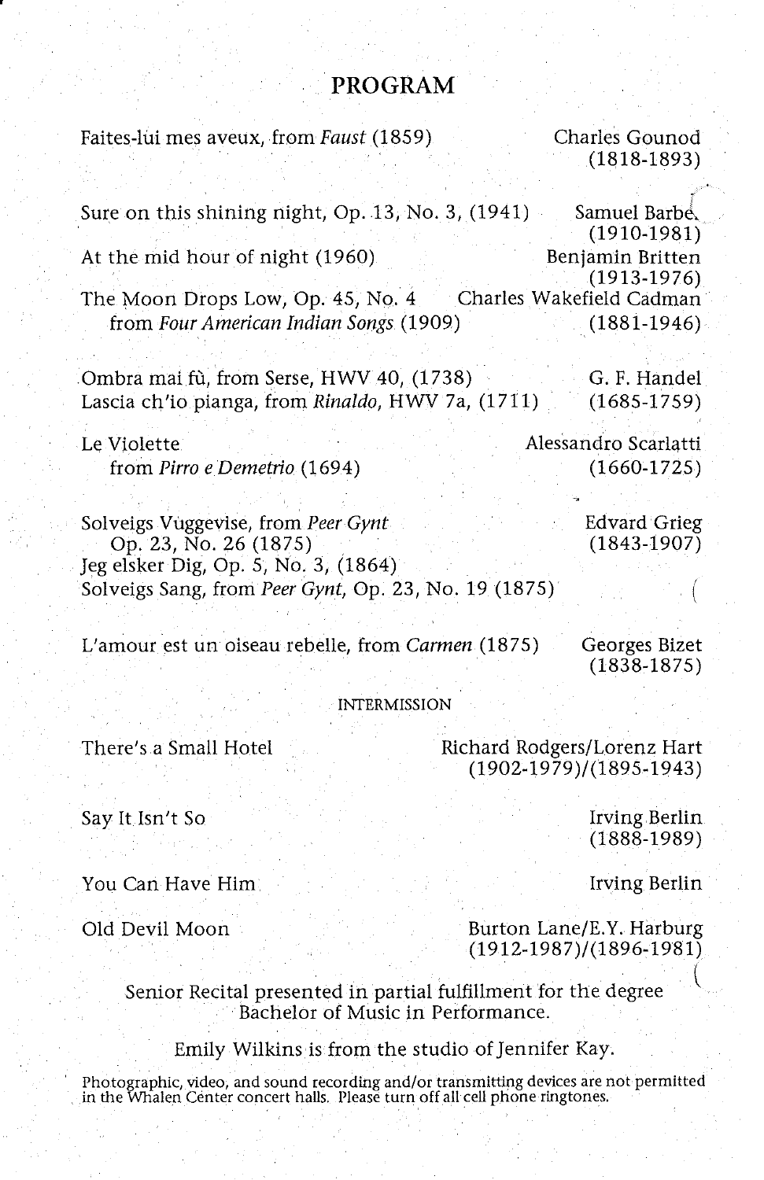# PROGRAM

Faites-lui mes aveux, from *Faust* (1859) — Charles Gounod (1818-1893)

Sure on this shining night, Op. 13, No. 3, (1941) — Samuel Barber (1910-1981)

At the mid hour of night (1960) — Benjamin Britten (1913-1976)

The Moon Drops Low, Op. 45, No. 4 from *Four American Indian Songs* (1909) — Charles Wakefield Cadman (1881-1946)

Ombra mai fù, from Serse, HWV 40, (1738)
Lascia ch'io pianga, from *Rinaldo*, HWV 7a, (1711) — G. F. Handel (1685-1759)

Le Violette from *Pirro e Demetrio* (1694) — Alessandro Scarlatti (1660-1725)

Solveigs Vuggevise, from *Peer Gynt* Op. 23, No. 26 (1875) — Edvard Grieg (1843-1907)
Jeg elsker Dig, Op. 5, No. 3, (1864)
Solveigs Sang, from *Peer Gynt*, Op. 23, No. 19 (1875)

L'amour est un oiseau rebelle, from *Carmen* (1875) — Georges Bizet (1838-1875)

INTERMISSION

There's a Small Hotel — Richard Rodgers/Lorenz Hart (1902-1979)/(1895-1943)

Say It Isn't So — Irving Berlin (1888-1989)

You Can Have Him — Irving Berlin

Old Devil Moon — Burton Lane/E.Y. Harburg (1912-1987)/(1896-1981)

Senior Recital presented in partial fulfillment for the degree Bachelor of Music in Performance.

Emily Wilkins is from the studio of Jennifer Kay.

Photographic, video, and sound recording and/or transmitting devices are not permitted in the Whalen Center concert halls. Please turn off all cell phone ringtones.